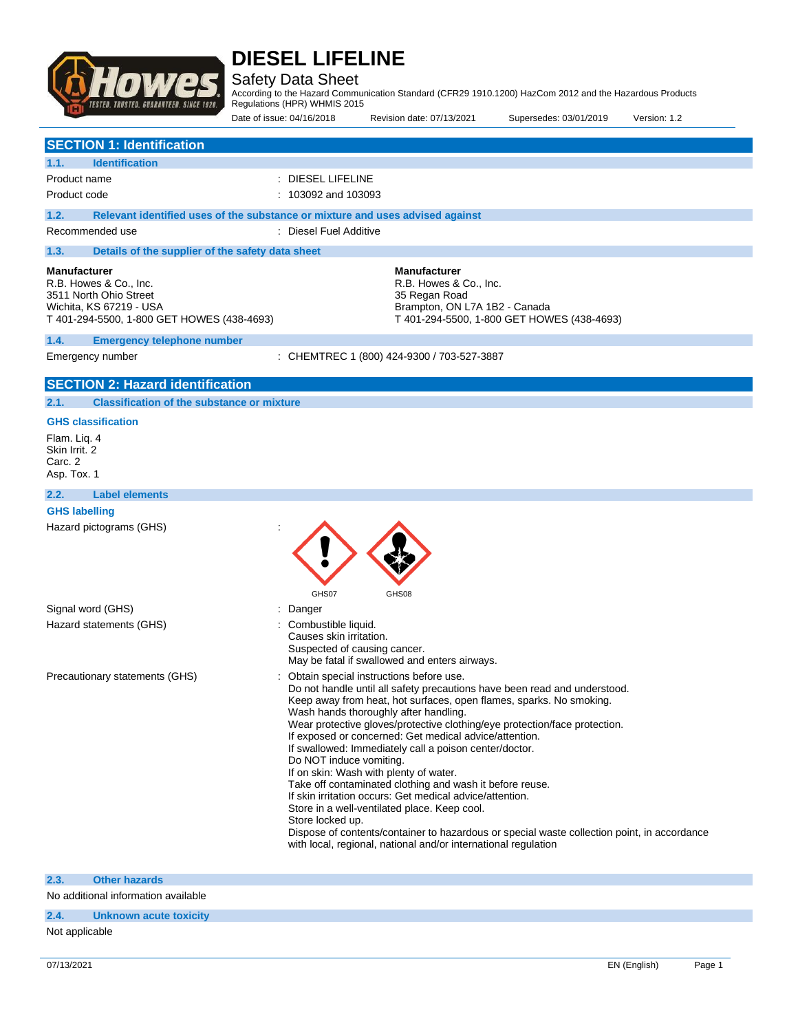# DIESEL LIFELINE

## Safety Data Sheet

According to the Hazard Communication Standard (CFR29 1910.1200) HazCom 2012 and the Hazardous Products Regulations (HPR) WHMIS 2015

Date of issue: 04/16/2018 | Revision date: 07/13/2021 | Supersedes: 03/01/2019 | Version: 1.2

## SECTION 1: Identification

### 1.1. Identification

Product name : DIESEL LIFELINE

Product code : 103092 and 103093

### 1.2. Relevant identified uses of the substance or mixture and uses advised against

Recommended use : Diesel Fuel Additive

### 1.3. Details of the supplier of the safety data sheet

**Manufacturer**
R.B. Howes & Co., Inc.
3511 North Ohio Street
Wichita, KS 67219 - USA
T 401-294-5500, 1-800 GET HOWES (438-4693)

**Manufacturer**
R.B. Howes & Co., Inc.
35 Regan Road
Brampton, ON L7A 1B2 - Canada
T 401-294-5500, 1-800 GET HOWES (438-4693)

### 1.4. Emergency telephone number

Emergency number : CHEMTREC 1 (800) 424-9300 / 703-527-3887

## SECTION 2: Hazard identification

### 2.1. Classification of the substance or mixture

**GHS classification**

Flam. Liq. 4
Skin Irrit. 2
Carc. 2
Asp. Tox. 1

### 2.2. Label elements

**GHS labelling**

Hazard pictograms (GHS) :

GHS07 GHS08

Signal word (GHS) : Danger

Hazard statements (GHS) :
Combustible liquid.
Causes skin irritation.
Suspected of causing cancer.
May be fatal if swallowed and enters airways.

Precautionary statements (GHS) :
Obtain special instructions before use.
Do not handle until all safety precautions have been read and understood.
Keep away from heat, hot surfaces, open flames, sparks. No smoking.
Wash hands thoroughly after handling.
Wear protective gloves/protective clothing/eye protection/face protection.
If exposed or concerned: Get medical advice/attention.
If swallowed: Immediately call a poison center/doctor.
Do NOT induce vomiting.
If on skin: Wash with plenty of water.
Take off contaminated clothing and wash it before reuse.
If skin irritation occurs: Get medical advice/attention.
Store in a well-ventilated place. Keep cool.
Store locked up.
Dispose of contents/container to hazardous or special waste collection point, in accordance with local, regional, national and/or international regulation

### 2.3. Other hazards

No additional information available

### 2.4. Unknown acute toxicity

Not applicable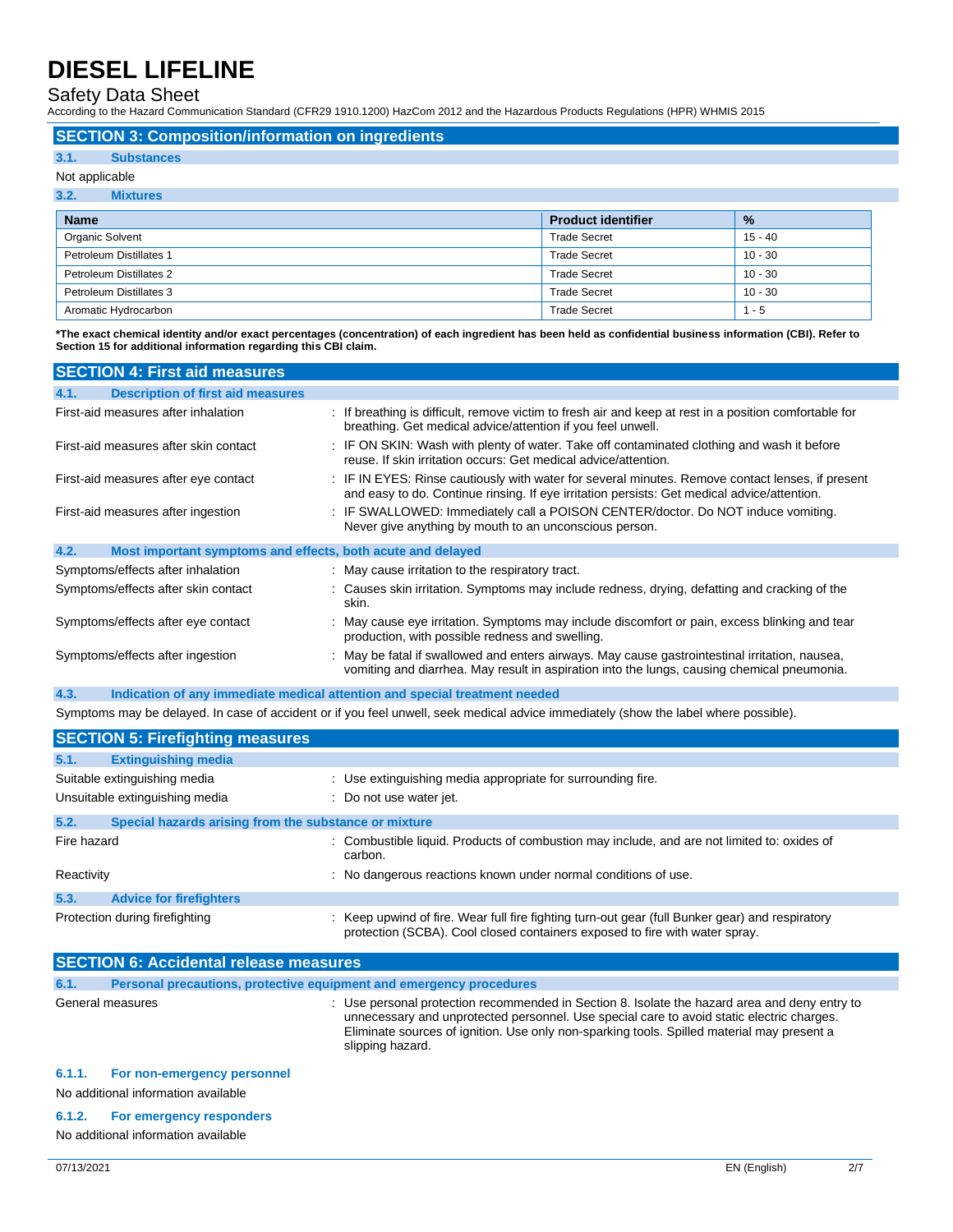## SECTION 3: Composition/information on ingredients

### 3.1. Substances

Not applicable

### 3.2. Mixtures

| Name | Product identifier | % |
|---|---|---|
| Organic Solvent | Trade Secret | 15 - 40 |
| Petroleum Distillates 1 | Trade Secret | 10 - 30 |
| Petroleum Distillates 2 | Trade Secret | 10 - 30 |
| Petroleum Distillates 3 | Trade Secret | 10 - 30 |
| Aromatic Hydrocarbon | Trade Secret | 1 - 5 |

**\*The exact chemical identity and/or exact percentages (concentration) of each ingredient has been held as confidential business information (CBI). Refer to Section 15 for additional information regarding this CBI claim.**

## SECTION 4: First aid measures

### 4.1. Description of first aid measures

First-aid measures after inhalation : If breathing is difficult, remove victim to fresh air and keep at rest in a position comfortable for breathing. Get medical advice/attention if you feel unwell.

First-aid measures after skin contact : IF ON SKIN: Wash with plenty of water. Take off contaminated clothing and wash it before reuse. If skin irritation occurs: Get medical advice/attention.

First-aid measures after eye contact : IF IN EYES: Rinse cautiously with water for several minutes. Remove contact lenses, if present and easy to do. Continue rinsing. If eye irritation persists: Get medical advice/attention.

First-aid measures after ingestion : IF SWALLOWED: Immediately call a POISON CENTER/doctor. Do NOT induce vomiting. Never give anything by mouth to an unconscious person.

### 4.2. Most important symptoms and effects, both acute and delayed

Symptoms/effects after inhalation : May cause irritation to the respiratory tract.

Symptoms/effects after skin contact : Causes skin irritation. Symptoms may include redness, drying, defatting and cracking of the skin.

Symptoms/effects after eye contact : May cause eye irritation. Symptoms may include discomfort or pain, excess blinking and tear production, with possible redness and swelling.

Symptoms/effects after ingestion : May be fatal if swallowed and enters airways. May cause gastrointestinal irritation, nausea, vomiting and diarrhea. May result in aspiration into the lungs, causing chemical pneumonia.

### 4.3. Indication of any immediate medical attention and special treatment needed

Symptoms may be delayed. In case of accident or if you feel unwell, seek medical advice immediately (show the label where possible).

## SECTION 5: Firefighting measures

### 5.1. Extinguishing media

Suitable extinguishing media : Use extinguishing media appropriate for surrounding fire.

Unsuitable extinguishing media : Do not use water jet.

### 5.2. Special hazards arising from the substance or mixture

Fire hazard : Combustible liquid. Products of combustion may include, and are not limited to: oxides of carbon.

Reactivity : No dangerous reactions known under normal conditions of use.

### 5.3. Advice for firefighters

Protection during firefighting : Keep upwind of fire. Wear full fire fighting turn-out gear (full Bunker gear) and respiratory protection (SCBA). Cool closed containers exposed to fire with water spray.

## SECTION 6: Accidental release measures

### 6.1. Personal precautions, protective equipment and emergency procedures

General measures : Use personal protection recommended in Section 8. Isolate the hazard area and deny entry to unnecessary and unprotected personnel. Use special care to avoid static electric charges. Eliminate sources of ignition. Use only non-sparking tools. Spilled material may present a slipping hazard.

#### 6.1.1. For non-emergency personnel

No additional information available

#### 6.1.2. For emergency responders

No additional information available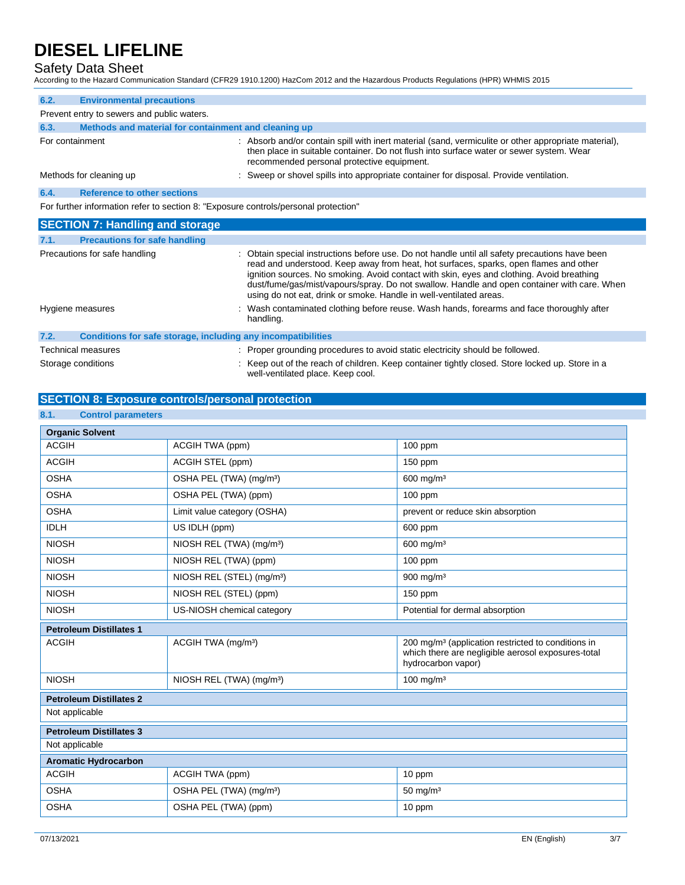### 6.2. Environmental precautions

Prevent entry to sewers and public waters.

### 6.3. Methods and material for containment and cleaning up

For containment : Absorb and/or contain spill with inert material (sand, vermiculite or other appropriate material), then place in suitable container. Do not flush into surface water or sewer system. Wear recommended personal protective equipment.

Methods for cleaning up : Sweep or shovel spills into appropriate container for disposal. Provide ventilation.

### 6.4. Reference to other sections

For further information refer to section 8: "Exposure controls/personal protection"

## SECTION 7: Handling and storage

### 7.1. Precautions for safe handling

Precautions for safe handling : Obtain special instructions before use. Do not handle until all safety precautions have been read and understood. Keep away from heat, hot surfaces, sparks, open flames and other ignition sources. No smoking. Avoid contact with skin, eyes and clothing. Avoid breathing dust/fume/gas/mist/vapours/spray. Do not swallow. Handle and open container with care. When using do not eat, drink or smoke. Handle in well-ventilated areas.

Hygiene measures : Wash contaminated clothing before reuse. Wash hands, forearms and face thoroughly after handling.

### 7.2. Conditions for safe storage, including any incompatibilities

Technical measures : Proper grounding procedures to avoid static electricity should be followed.

Storage conditions : Keep out of the reach of children. Keep container tightly closed. Store locked up. Store in a well-ventilated place. Keep cool.

## SECTION 8: Exposure controls/personal protection

### 8.1. Control parameters

| | | |
|---|---|---|
| **Organic Solvent** | | |
| ACGIH | ACGIH TWA (ppm) | 100 ppm |
| ACGIH | ACGIH STEL (ppm) | 150 ppm |
| OSHA | OSHA PEL (TWA) (mg/m³) | 600 mg/m³ |
| OSHA | OSHA PEL (TWA) (ppm) | 100 ppm |
| OSHA | Limit value category (OSHA) | prevent or reduce skin absorption |
| IDLH | US IDLH (ppm) | 600 ppm |
| NIOSH | NIOSH REL (TWA) (mg/m³) | 600 mg/m³ |
| NIOSH | NIOSH REL (TWA) (ppm) | 100 ppm |
| NIOSH | NIOSH REL (STEL) (mg/m³) | 900 mg/m³ |
| NIOSH | NIOSH REL (STEL) (ppm) | 150 ppm |
| NIOSH | US-NIOSH chemical category | Potential for dermal absorption |
| **Petroleum Distillates 1** | | |
| ACGIH | ACGIH TWA (mg/m³) | 200 mg/m³ (application restricted to conditions in which there are negligible aerosol exposures-total hydrocarbon vapor) |
| NIOSH | NIOSH REL (TWA) (mg/m³) | 100 mg/m³ |
| **Petroleum Distillates 2** | | |
| Not applicable | | |
| **Petroleum Distillates 3** | | |
| Not applicable | | |
| **Aromatic Hydrocarbon** | | |
| ACGIH | ACGIH TWA (ppm) | 10 ppm |
| OSHA | OSHA PEL (TWA) (mg/m³) | 50 mg/m³ |
| OSHA | OSHA PEL (TWA) (ppm) | 10 ppm |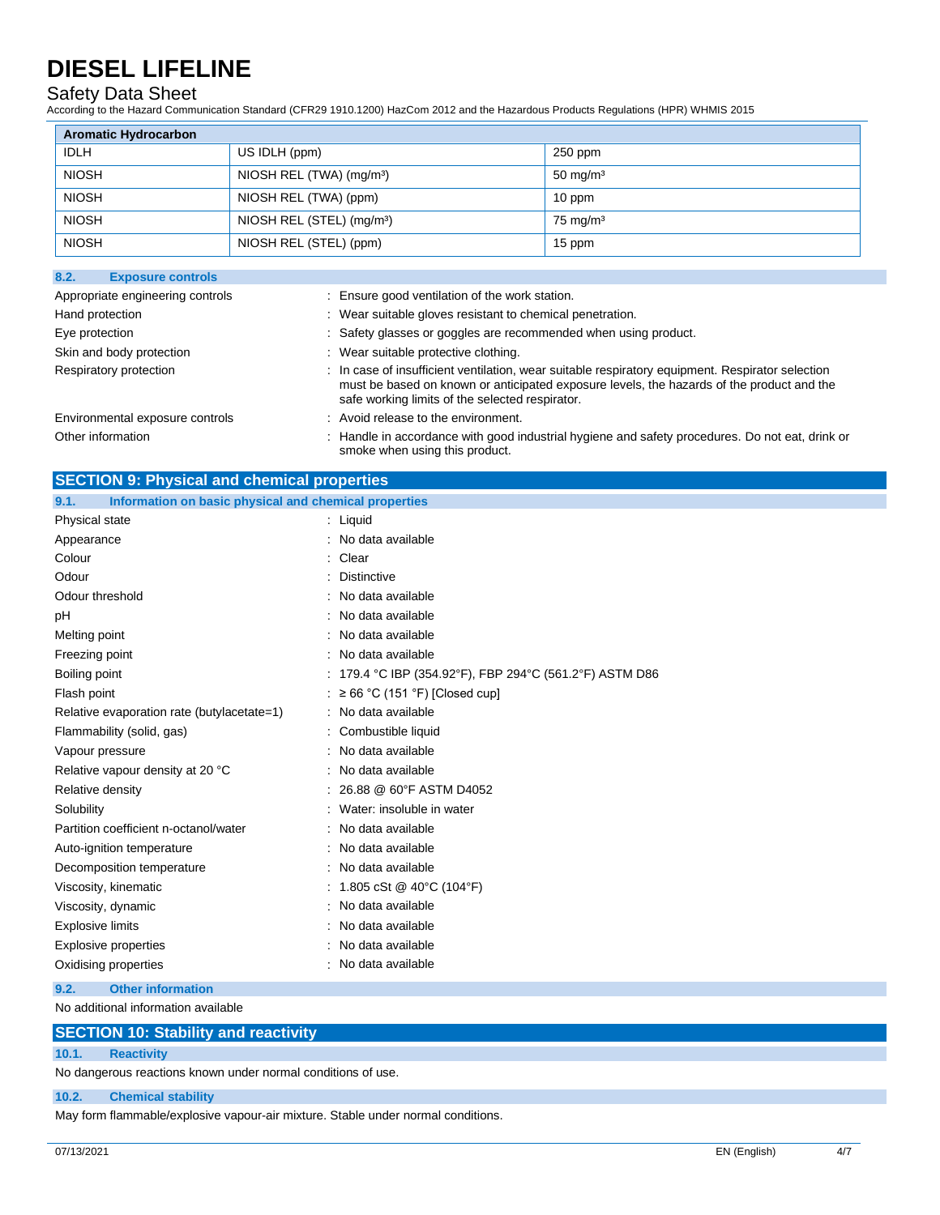| Aromatic Hydrocarbon | | |
|---|---|---|
| IDLH | US IDLH (ppm) | 250 ppm |
| NIOSH | NIOSH REL (TWA) (mg/m³) | 50 mg/m³ |
| NIOSH | NIOSH REL (TWA) (ppm) | 10 ppm |
| NIOSH | NIOSH REL (STEL) (mg/m³) | 75 mg/m³ |
| NIOSH | NIOSH REL (STEL) (ppm) | 15 ppm |

### 8.2. Exposure controls

| | |
|---|---|
| Appropriate engineering controls | : Ensure good ventilation of the work station. |
| Hand protection | : Wear suitable gloves resistant to chemical penetration. |
| Eye protection | : Safety glasses or goggles are recommended when using product. |
| Skin and body protection | : Wear suitable protective clothing. |
| Respiratory protection | : In case of insufficient ventilation, wear suitable respiratory equipment. Respirator selection must be based on known or anticipated exposure levels, the hazards of the product and the safe working limits of the selected respirator. |
| Environmental exposure controls | : Avoid release to the environment. |
| Other information | : Handle in accordance with good industrial hygiene and safety procedures. Do not eat, drink or smoke when using this product. |

## SECTION 9: Physical and chemical properties

### 9.1. Information on basic physical and chemical properties

| | |
|---|---|
| Physical state | : Liquid |
| Appearance | : No data available |
| Colour | : Clear |
| Odour | : Distinctive |
| Odour threshold | : No data available |
| pH | : No data available |
| Melting point | : No data available |
| Freezing point | : No data available |
| Boiling point | : 179.4 °C IBP (354.92°F), FBP 294°C (561.2°F) ASTM D86 |
| Flash point | : ≥ 66 °C (151 °F) [Closed cup] |
| Relative evaporation rate (butylacetate=1) | : No data available |
| Flammability (solid, gas) | : Combustible liquid |
| Vapour pressure | : No data available |
| Relative vapour density at 20 °C | : No data available |
| Relative density | : 26.88 @ 60°F ASTM D4052 |
| Solubility | : Water: insoluble in water |
| Partition coefficient n-octanol/water | : No data available |
| Auto-ignition temperature | : No data available |
| Decomposition temperature | : No data available |
| Viscosity, kinematic | : 1.805 cSt @ 40°C (104°F) |
| Viscosity, dynamic | : No data available |
| Explosive limits | : No data available |
| Explosive properties | : No data available |
| Oxidising properties | : No data available |

### 9.2. Other information

No additional information available

## SECTION 10: Stability and reactivity

### 10.1. Reactivity

No dangerous reactions known under normal conditions of use.

### 10.2. Chemical stability

May form flammable/explosive vapour-air mixture. Stable under normal conditions.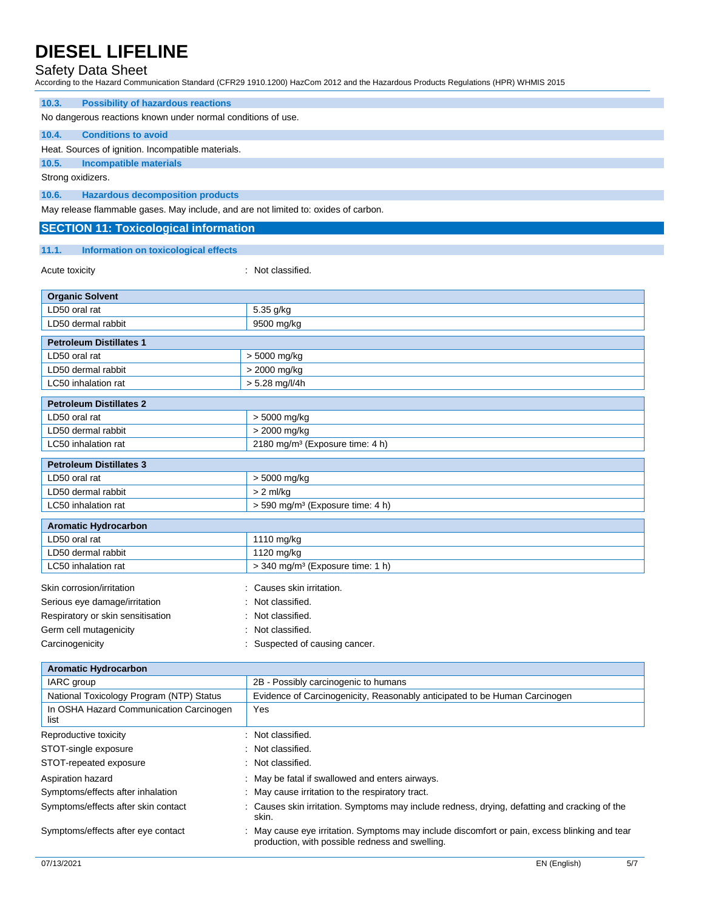### 10.3. Possibility of hazardous reactions

No dangerous reactions known under normal conditions of use.

### 10.4. Conditions to avoid

Heat. Sources of ignition. Incompatible materials.

### 10.5. Incompatible materials

Strong oxidizers.

### 10.6. Hazardous decomposition products

May release flammable gases. May include, and are not limited to: oxides of carbon.

## SECTION 11: Toxicological information

### 11.1. Information on toxicological effects

Acute toxicity : Not classified.

| **Organic Solvent** | |
|---|---|
| LD50 oral rat | 5.35 g/kg |
| LD50 dermal rabbit | 9500 mg/kg |

| **Petroleum Distillates 1** | |
|---|---|
| LD50 oral rat | > 5000 mg/kg |
| LD50 dermal rabbit | > 2000 mg/kg |
| LC50 inhalation rat | > 5.28 mg/l/4h |

| **Petroleum Distillates 2** | |
|---|---|
| LD50 oral rat | > 5000 mg/kg |
| LD50 dermal rabbit | > 2000 mg/kg |
| LC50 inhalation rat | 2180 mg/m³ (Exposure time: 4 h) |

| **Petroleum Distillates 3** | |
|---|---|
| LD50 oral rat | > 5000 mg/kg |
| LD50 dermal rabbit | > 2 ml/kg |
| LC50 inhalation rat | > 590 mg/m³ (Exposure time: 4 h) |

| **Aromatic Hydrocarbon** | |
|---|---|
| LD50 oral rat | 1110 mg/kg |
| LD50 dermal rabbit | 1120 mg/kg |
| LC50 inhalation rat | > 340 mg/m³ (Exposure time: 1 h) |

Skin corrosion/irritation : Causes skin irritation.

Serious eye damage/irritation : Not classified.

Respiratory or skin sensitisation : Not classified.

Germ cell mutagenicity : Not classified.

Carcinogenicity : Suspected of causing cancer.

| **Aromatic Hydrocarbon** | |
|---|---|
| IARC group | 2B - Possibly carcinogenic to humans |
| National Toxicology Program (NTP) Status | Evidence of Carcinogenicity, Reasonably anticipated to be Human Carcinogen |
| In OSHA Hazard Communication Carcinogen list | Yes |

Reproductive toxicity : Not classified.

STOT-single exposure : Not classified.

STOT-repeated exposure : Not classified.

Aspiration hazard : May be fatal if swallowed and enters airways.

Symptoms/effects after inhalation : May cause irritation to the respiratory tract.

Symptoms/effects after skin contact : Causes skin irritation. Symptoms may include redness, drying, defatting and cracking of the skin.

Symptoms/effects after eye contact : May cause eye irritation. Symptoms may include discomfort or pain, excess blinking and tear production, with possible redness and swelling.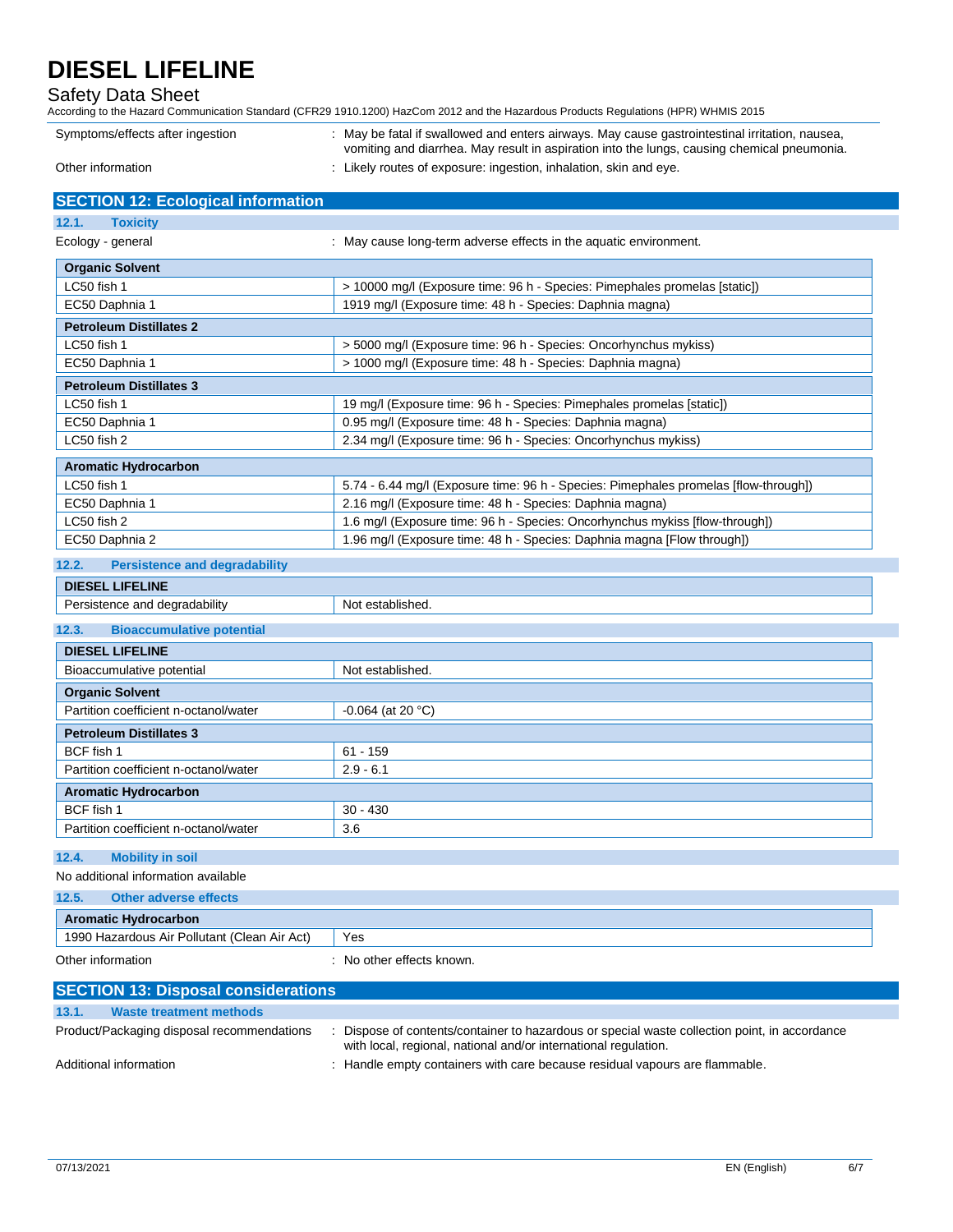| | |
|---|---|
| Symptoms/effects after ingestion | : May be fatal if swallowed and enters airways. May cause gastrointestinal irritation, nausea, vomiting and diarrhea. May result in aspiration into the lungs, causing chemical pneumonia. |
| Other information | : Likely routes of exposure: ingestion, inhalation, skin and eye. |

## SECTION 12: Ecological information

### 12.1. Toxicity

Ecology - general : May cause long-term adverse effects in the aquatic environment.

| **Organic Solvent** | |
|---|---|
| LC50 fish 1 | > 10000 mg/l (Exposure time: 96 h - Species: Pimephales promelas [static]) |
| EC50 Daphnia 1 | 1919 mg/l (Exposure time: 48 h - Species: Daphnia magna) |

| **Petroleum Distillates 2** | |
|---|---|
| LC50 fish 1 | > 5000 mg/l (Exposure time: 96 h - Species: Oncorhynchus mykiss) |
| EC50 Daphnia 1 | > 1000 mg/l (Exposure time: 48 h - Species: Daphnia magna) |

| **Petroleum Distillates 3** | |
|---|---|
| LC50 fish 1 | 19 mg/l (Exposure time: 96 h - Species: Pimephales promelas [static]) |
| EC50 Daphnia 1 | 0.95 mg/l (Exposure time: 48 h - Species: Daphnia magna) |
| LC50 fish 2 | 2.34 mg/l (Exposure time: 96 h - Species: Oncorhynchus mykiss) |

| **Aromatic Hydrocarbon** | |
|---|---|
| LC50 fish 1 | 5.74 - 6.44 mg/l (Exposure time: 96 h - Species: Pimephales promelas [flow-through]) |
| EC50 Daphnia 1 | 2.16 mg/l (Exposure time: 48 h - Species: Daphnia magna) |
| LC50 fish 2 | 1.6 mg/l (Exposure time: 96 h - Species: Oncorhynchus mykiss [flow-through]) |
| EC50 Daphnia 2 | 1.96 mg/l (Exposure time: 48 h - Species: Daphnia magna [Flow through]) |

### 12.2. Persistence and degradability

| **DIESEL LIFELINE** | |
|---|---|
| Persistence and degradability | Not established. |

### 12.3. Bioaccumulative potential

| **DIESEL LIFELINE** | |
|---|---|
| Bioaccumulative potential | Not established. |

| **Organic Solvent** | |
|---|---|
| Partition coefficient n-octanol/water | -0.064 (at 20 °C) |

| **Petroleum Distillates 3** | |
|---|---|
| BCF fish 1 | 61 - 159 |
| Partition coefficient n-octanol/water | 2.9 - 6.1 |

| **Aromatic Hydrocarbon** | |
|---|---|
| BCF fish 1 | 30 - 430 |
| Partition coefficient n-octanol/water | 3.6 |

### 12.4. Mobility in soil

No additional information available

### 12.5. Other adverse effects

| **Aromatic Hydrocarbon** | |
|---|---|
| 1990 Hazardous Air Pollutant (Clean Air Act) | Yes |

Other information : No other effects known.

## SECTION 13: Disposal considerations

### 13.1. Waste treatment methods

| | |
|---|---|
| Product/Packaging disposal recommendations | : Dispose of contents/container to hazardous or special waste collection point, in accordance with local, regional, national and/or international regulation. |
| Additional information | : Handle empty containers with care because residual vapours are flammable. |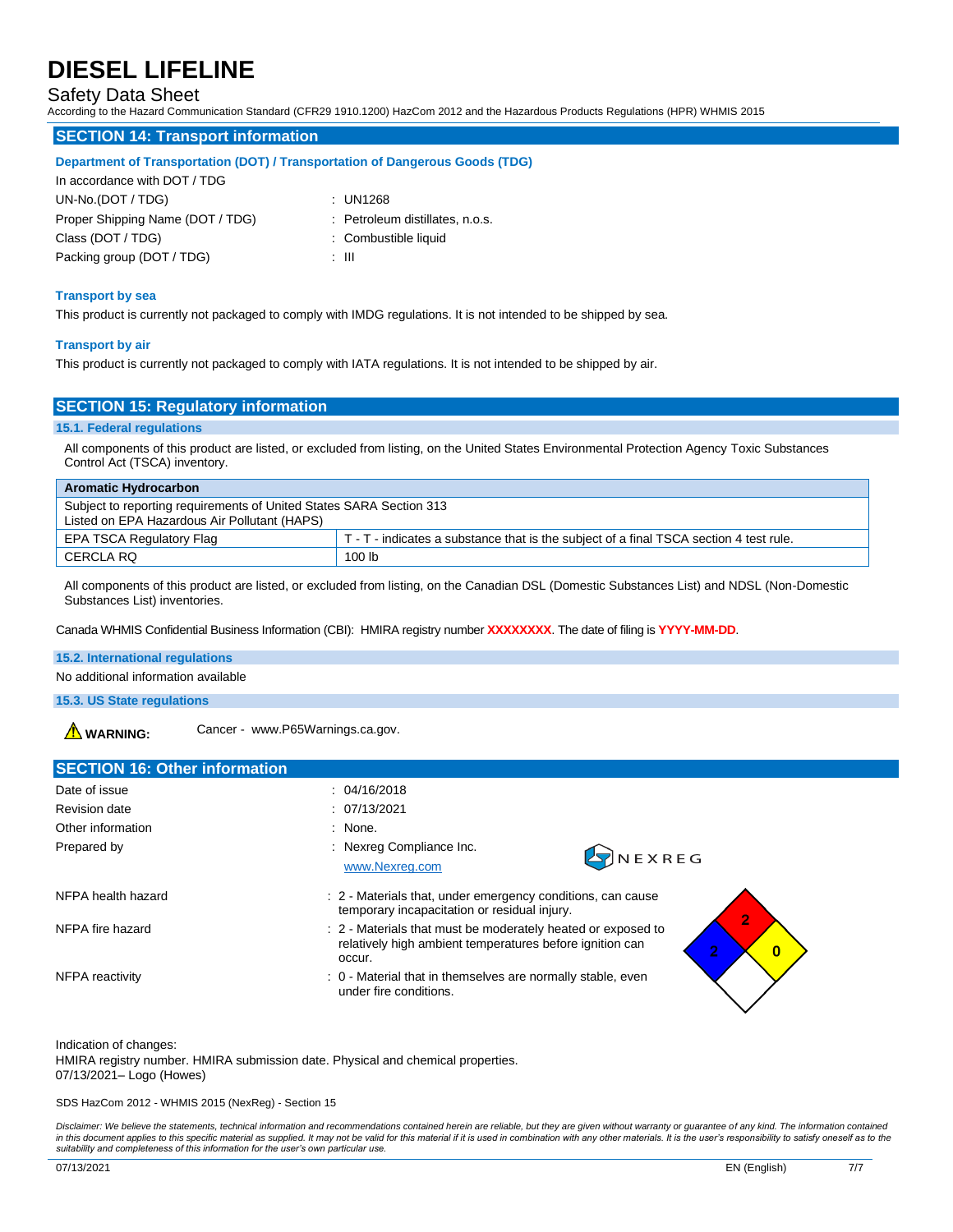# DIESEL LIFELINE

Safety Data Sheet

According to the Hazard Communication Standard (CFR29 1910.1200) HazCom 2012 and the Hazardous Products Regulations (HPR) WHMIS 2015

## SECTION 14: Transport information

### Department of Transportation (DOT) / Transportation of Dangerous Goods (TDG)

In accordance with DOT / TDG

| | |
|---|---|
| UN-No.(DOT / TDG) | : UN1268 |
| Proper Shipping Name (DOT / TDG) | : Petroleum distillates, n.o.s. |
| Class (DOT / TDG) | : Combustible liquid |
| Packing group (DOT / TDG) | : III |

### Transport by sea

This product is currently not packaged to comply with IMDG regulations. It is not intended to be shipped by sea.

### Transport by air

This product is currently not packaged to comply with IATA regulations. It is not intended to be shipped by air.

## SECTION 15: Regulatory information

### 15.1. Federal regulations

All components of this product are listed, or excluded from listing, on the United States Environmental Protection Agency Toxic Substances Control Act (TSCA) inventory.

| Aromatic Hydrocarbon | |
|---|---|
| Subject to reporting requirements of United States SARA Section 313<br>Listed on EPA Hazardous Air Pollutant (HAPS) | |
| EPA TSCA Regulatory Flag | T - T - indicates a substance that is the subject of a final TSCA section 4 test rule. |
| CERCLA RQ | 100 lb |

All components of this product are listed, or excluded from listing, on the Canadian DSL (Domestic Substances List) and NDSL (Non-Domestic Substances List) inventories.

Canada WHMIS Confidential Business Information (CBI): HMIRA registry number **XXXXXXXX**. The date of filing is **YYYY-MM-DD**.

### 15.2. International regulations

No additional information available

### 15.3. US State regulations

**WARNING:** Cancer - www.P65Warnings.ca.gov.

## SECTION 16: Other information

| | |
|---|---|
| Date of issue | : 04/16/2018 |
| Revision date | : 07/13/2021 |
| Other information | : None. |
| Prepared by | : Nexreg Compliance Inc.<br>www.Nexreg.com |
| NFPA health hazard | : 2 - Materials that, under emergency conditions, can cause temporary incapacitation or residual injury. |
| NFPA fire hazard | : 2 - Materials that must be moderately heated or exposed to relatively high ambient temperatures before ignition can occur. |
| NFPA reactivity | : 0 - Material that in themselves are normally stable, even under fire conditions. |

Indication of changes:
HMIRA registry number. HMIRA submission date. Physical and chemical properties.
07/13/2021– Logo (Howes)

SDS HazCom 2012 - WHMIS 2015 (NexReg) - Section 15

*Disclaimer: We believe the statements, technical information and recommendations contained herein are reliable, but they are given without warranty or guarantee of any kind. The information contained in this document applies to this specific material as supplied. It may not be valid for this material if it is used in combination with any other materials. It is the user's responsibility to satisfy oneself as to the suitability and completeness of this information for the user's own particular use.*